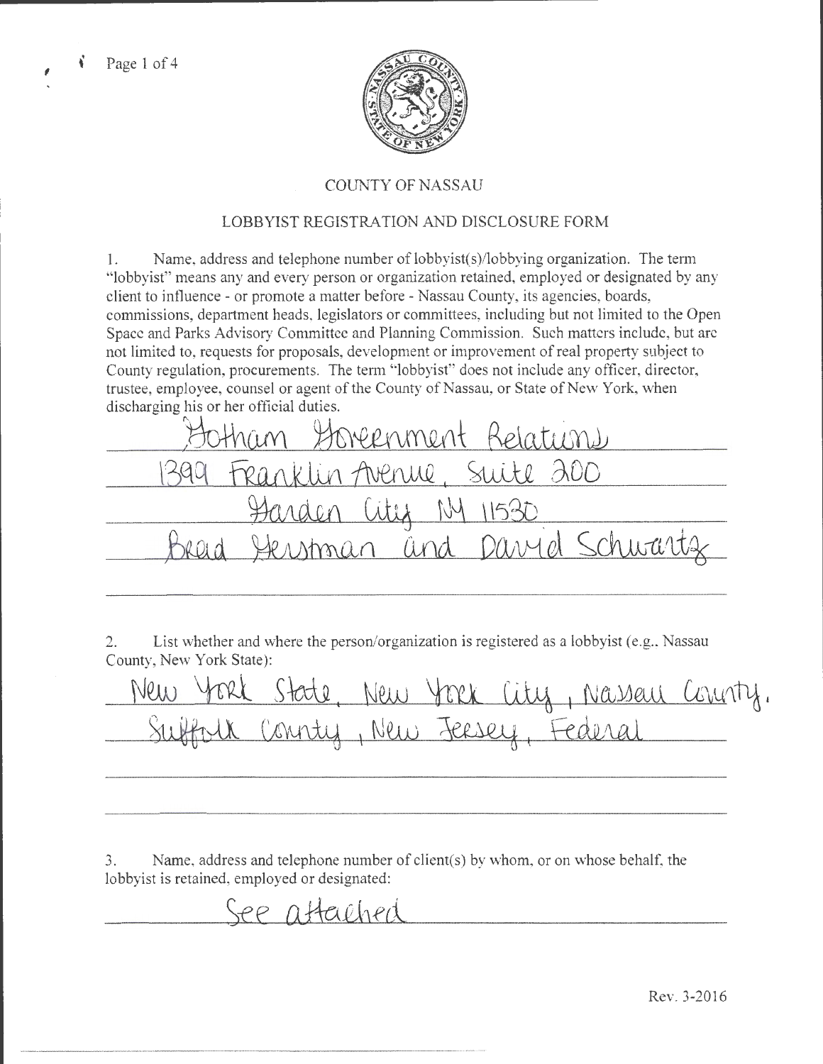COUNTY OF NASSAU

LOBBYIST REGISTRATION AND DISCLOSURE FORM

1. Name, address and telephone number of lobbyist(s)/lobbying organization. The term "lobbyist" means any and every person or organization retained, employed or designated by any client to influence - or promote a matter before - Nassau County, its agencies, boards, commissions, department heads, legislators or committees, including but not limited to the Open Space and Parks Advisory Committee and Planning Commission. Such matters include, but are not limited to, requests for proposals, development or improvement of real property subject to County regulation, procurements. The term "lobbyist" does not include any officer, director, trustee, employee, counsel or agent of the County of Nassau, or State of New York, when discharging his or her official duties.

Gotham Government Relations
1399 Franklin Avenue, Suite 200
Garden City NY 11530
Brad Gerstman and David Schwartz

2. List whether and where the person/organization is registered as a lobbyist (e.g., Nassau County, New York State):

New York State, New York City, Nassau County, Suffolk County, New Jersey, Federal

3. Name, address and telephone number of client(s) by whom, or on whose behalf, the lobbyist is retained, employed or designated:

See attached

Rev. 3-2016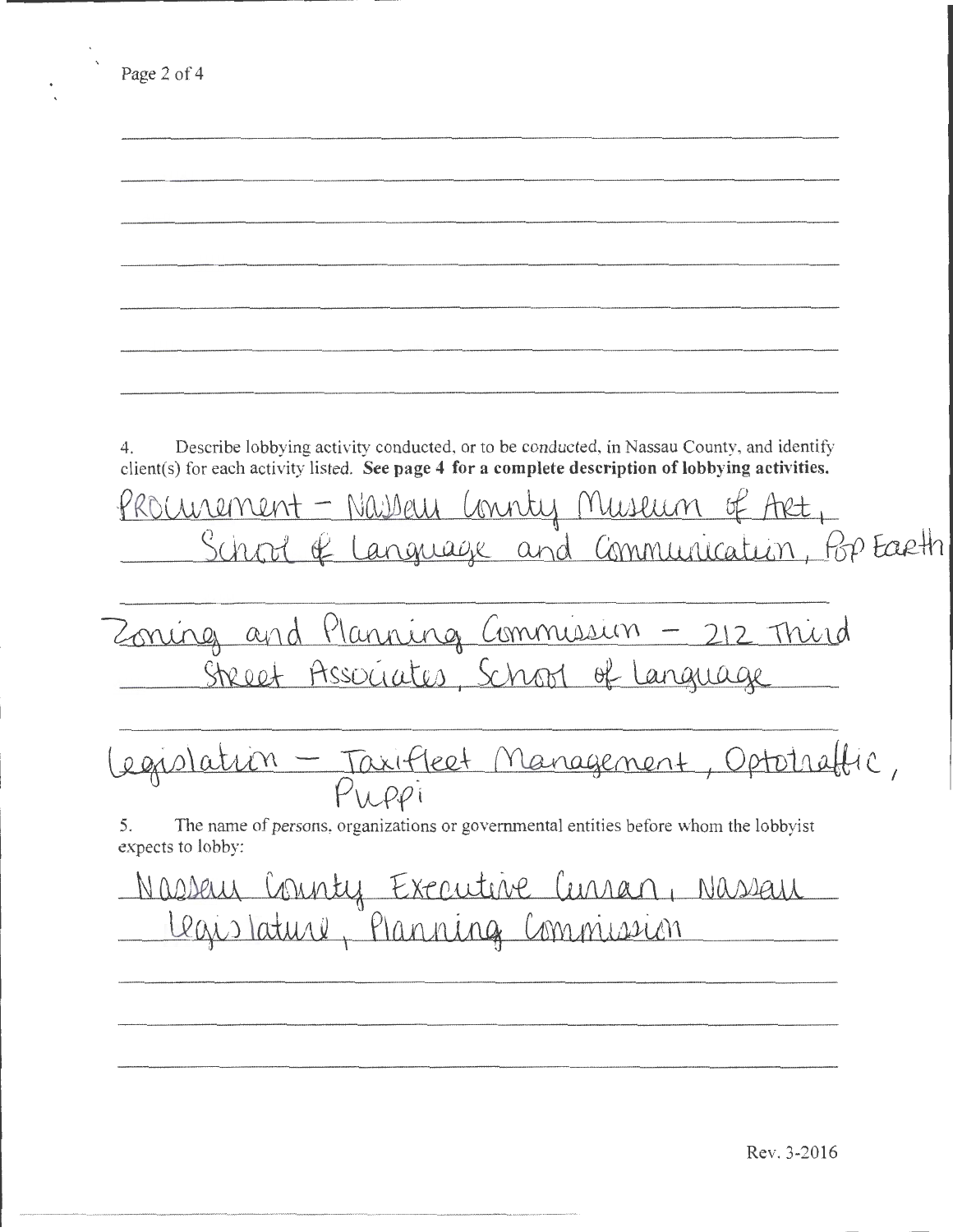4. Describe lobbying activity conducted, or to be conducted, in Nassau County, and identify client(s) for each activity listed. **See page 4 for a complete description of lobbying activities.**

Procurement – Nassau County Museum of Art, School of Language and Communication, Pop Earth

Zoning and Planning Commission – 212 Third Street Associates, School of Language

Legislation – Taxifleet Management, Optotraffic, Puppi

5. The name of persons, organizations or governmental entities before whom the lobbyist expects to lobby:

Nassau County Executive Curran, Nassau Legislature, Planning Commission

Rev. 3-2016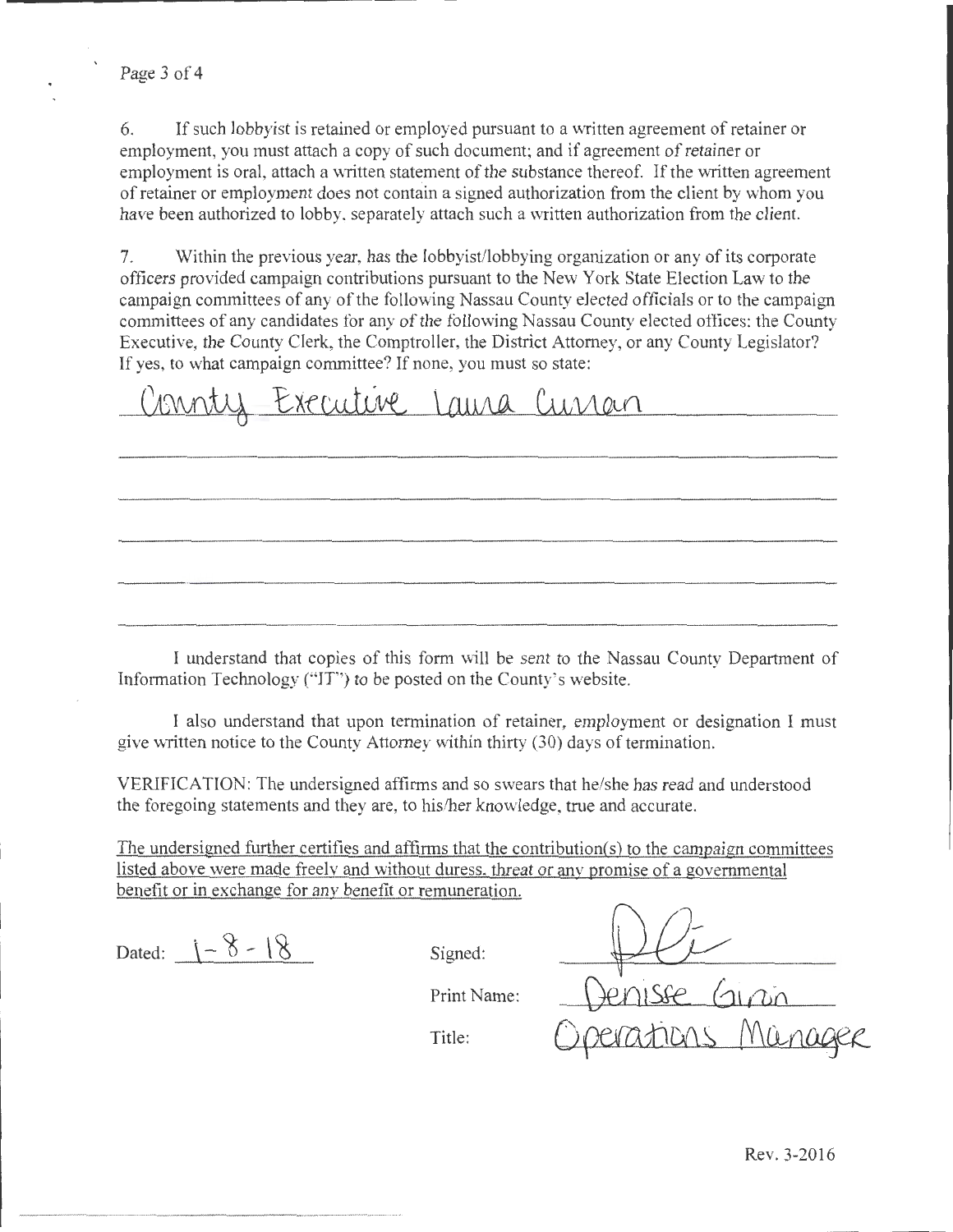6. If such lobbyist is retained or employed pursuant to a written agreement of retainer or employment, you must attach a copy of such document; and if agreement of retainer or employment is oral, attach a written statement of the substance thereof. If the written agreement of retainer or employment does not contain a signed authorization from the client by whom you have been authorized to lobby, separately attach such a written authorization from the client.

7. Within the previous year, has the lobbyist/lobbying organization or any of its corporate officers provided campaign contributions pursuant to the New York State Election Law to the campaign committees of any of the following Nassau County elected officials or to the campaign committees of any candidates for any of the following Nassau County elected offices: the County Executive, the County Clerk, the Comptroller, the District Attorney, or any County Legislator? If yes, to what campaign committee? If none, you must so state:

County Executive Laura Curran

I understand that copies of this form will be sent to the Nassau County Department of Information Technology ("IT") to be posted on the County's website.

I also understand that upon termination of retainer, employment or designation I must give written notice to the County Attorney within thirty (30) days of termination.

VERIFICATION: The undersigned affirms and so swears that he/she has read and understood the foregoing statements and they are, to his/her knowledge, true and accurate.

The undersigned further certifies and affirms that the contribution(s) to the campaign committees listed above were made freely and without duress, threat or any promise of a governmental benefit or in exchange for any benefit or remuneration.

Dated: 1-8-18

Signed:

Print Name: Denisse Giron

Title: Operations Manager

Rev. 3-2016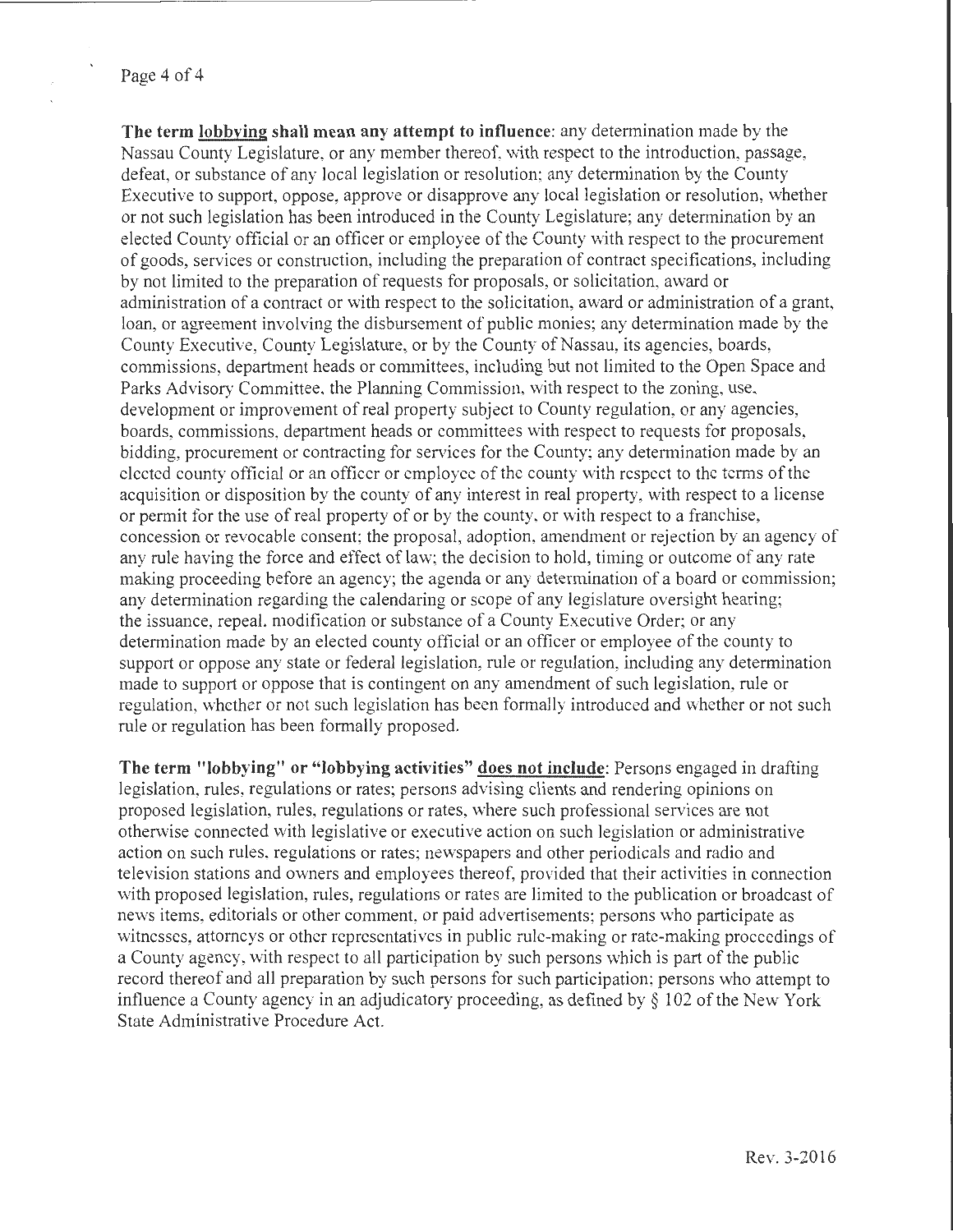**The term lobbying shall mean any attempt to influence**: any determination made by the Nassau County Legislature, or any member thereof, with respect to the introduction, passage, defeat, or substance of any local legislation or resolution; any determination by the County Executive to support, oppose, approve or disapprove any local legislation or resolution, whether or not such legislation has been introduced in the County Legislature; any determination by an elected County official or an officer or employee of the County with respect to the procurement of goods, services or construction, including the preparation of contract specifications, including by not limited to the preparation of requests for proposals, or solicitation, award or administration of a contract or with respect to the solicitation, award or administration of a grant, loan, or agreement involving the disbursement of public monies; any determination made by the County Executive, County Legislature, or by the County of Nassau, its agencies, boards, commissions, department heads or committees, including but not limited to the Open Space and Parks Advisory Committee, the Planning Commission, with respect to the zoning, use, development or improvement of real property subject to County regulation, or any agencies, boards, commissions, department heads or committees with respect to requests for proposals, bidding, procurement or contracting for services for the County; any determination made by an elected county official or an officer or employee of the county with respect to the terms of the acquisition or disposition by the county of any interest in real property, with respect to a license or permit for the use of real property of or by the county, or with respect to a franchise, concession or revocable consent; the proposal, adoption, amendment or rejection by an agency of any rule having the force and effect of law; the decision to hold, timing or outcome of any rate making proceeding before an agency; the agenda or any determination of a board or commission; any determination regarding the calendaring or scope of any legislature oversight hearing; the issuance, repeal, modification or substance of a County Executive Order; or any determination made by an elected county official or an officer or employee of the county to support or oppose any state or federal legislation, rule or regulation, including any determination made to support or oppose that is contingent on any amendment of such legislation, rule or regulation, whether or not such legislation has been formally introduced and whether or not such rule or regulation has been formally proposed.

**The term "lobbying" or "lobbying activities" does not include**: Persons engaged in drafting legislation, rules, regulations or rates; persons advising clients and rendering opinions on proposed legislation, rules, regulations or rates, where such professional services are not otherwise connected with legislative or executive action on such legislation or administrative action on such rules, regulations or rates; newspapers and other periodicals and radio and television stations and owners and employees thereof, provided that their activities in connection with proposed legislation, rules, regulations or rates are limited to the publication or broadcast of news items, editorials or other comment, or paid advertisements; persons who participate as witnesses, attorneys or other representatives in public rule-making or rate-making proceedings of a County agency, with respect to all participation by such persons which is part of the public record thereof and all preparation by such persons for such participation; persons who attempt to influence a County agency in an adjudicatory proceeding, as defined by § 102 of the New York State Administrative Procedure Act.

Rev. 3-2016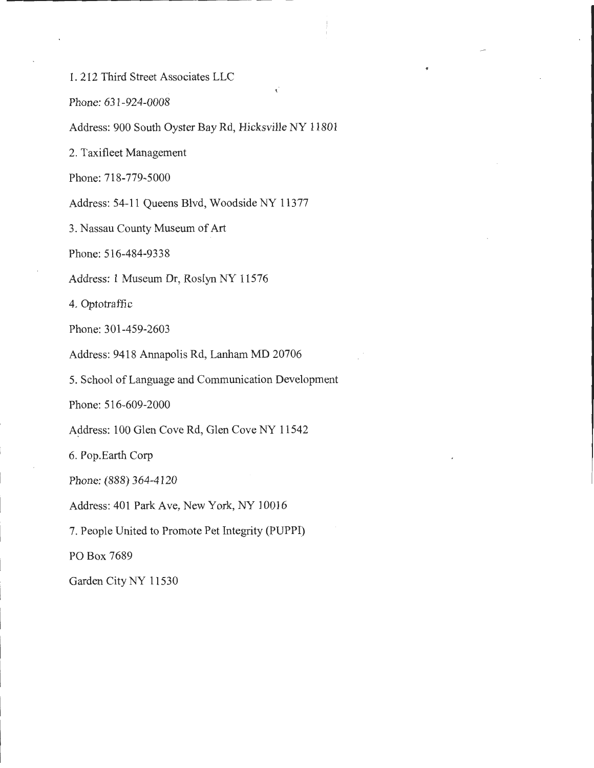1. 212 Third Street Associates LLC

Phone: 631-924-0008

Address: 900 South Oyster Bay Rd, Hicksville NY 11801

2. Taxifleet Management

Phone: 718-779-5000

Address: 54-11 Queens Blvd, Woodside NY 11377

3. Nassau County Museum of Art

Phone: 516-484-9338

Address: 1 Museum Dr, Roslyn NY 11576

4. Optotraffic

Phone: 301-459-2603

Address: 9418 Annapolis Rd, Lanham MD 20706

5. School of Language and Communication Development

Phone: 516-609-2000

Address: 100 Glen Cove Rd, Glen Cove NY 11542

6. Pop.Earth Corp

Phone: (888) 364-4120

Address: 401 Park Ave, New York, NY 10016

7. People United to Promote Pet Integrity (PUPPI)

PO Box 7689

Garden City NY 11530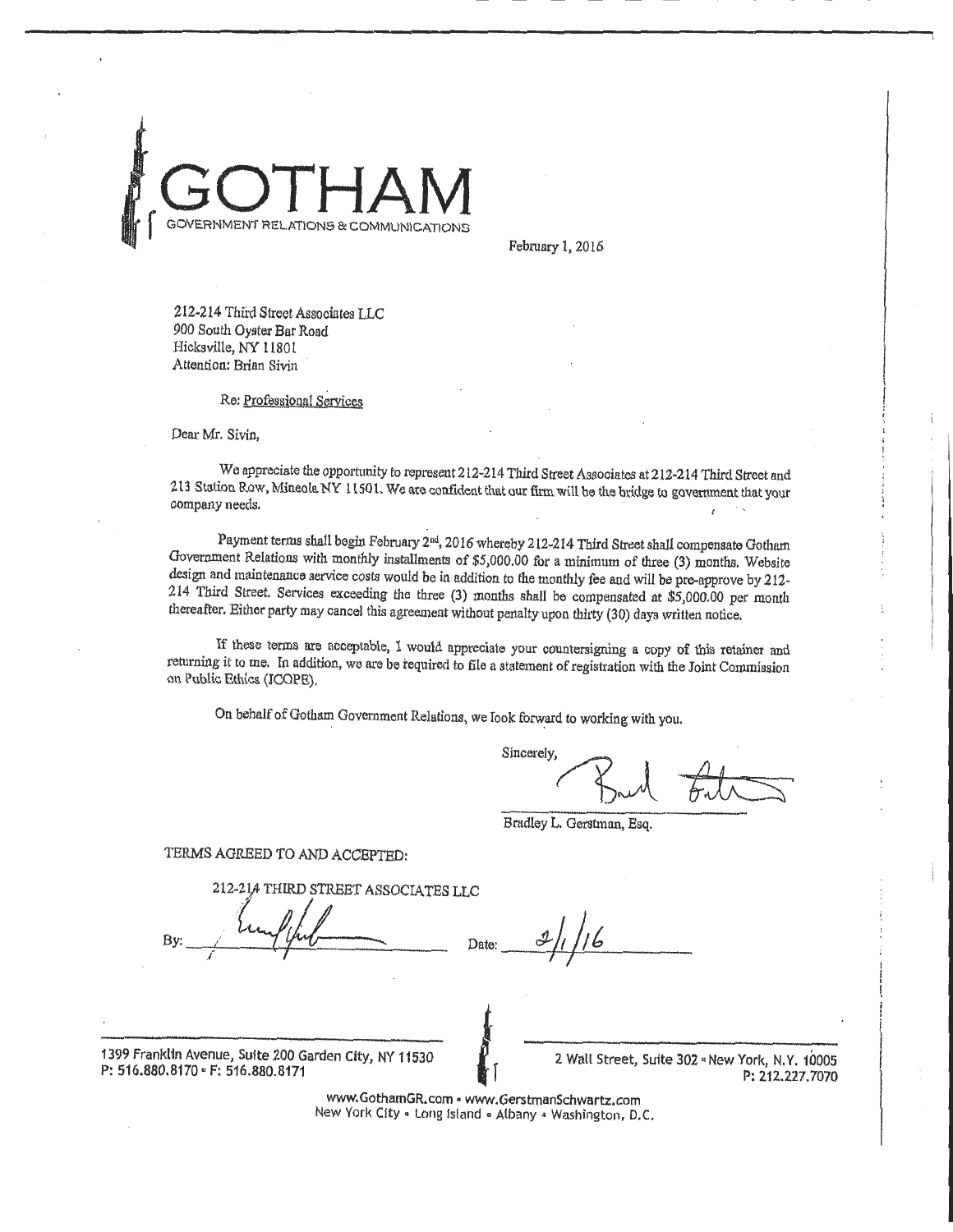# GOTHAM

GOVERNMENT RELATIONS & COMMUNICATIONS

February 1, 2016

212-214 Third Street Associates LLC
900 South Oyster Bar Road
Hicksville, NY 11801
Attention: Brian Sivin

Re: Professional Services

Dear Mr. Sivin,

We appreciate the opportunity to represent 212-214 Third Street Associates at 212-214 Third Street and 213 Station Row, Mineola NY 11501. We are confident that our firm will be the bridge to government that your company needs.

Payment terms shall begin February 2nd, 2016 whereby 212-214 Third Street shall compensate Gotham Government Relations with monthly installments of $5,000.00 for a minimum of three (3) months. Website design and maintenance service costs would be in addition to the monthly fee and will be pre-approve by 212-214 Third Street. Services exceeding the three (3) months shall be compensated at $5,000.00 per month thereafter. Either party may cancel this agreement without penalty upon thirty (30) days written notice.

If these terms are acceptable, I would appreciate your countersigning a copy of this retainer and returning it to me. In addition, we are be required to file a statement of registration with the Joint Commission on Public Ethics (JCOPE).

On behalf of Gotham Government Relations, we look forward to working with you.

Sincerely,

Bradley L. Gerstman, Esq.

TERMS AGREED TO AND ACCEPTED:

212-214 THIRD STREET ASSOCIATES LLC

By: ______________________ Date: 2/1/16

1399 Franklin Avenue, Suite 200 Garden City, NY 11530
P: 516.880.8170 • F: 516.880.8171

2 Wall Street, Suite 302 • New York, N.Y. 10005
P: 212.227.7070

www.GothamGR.com • www.GerstmanSchwartz.com
New York City • Long Island • Albany • Washington, D.C.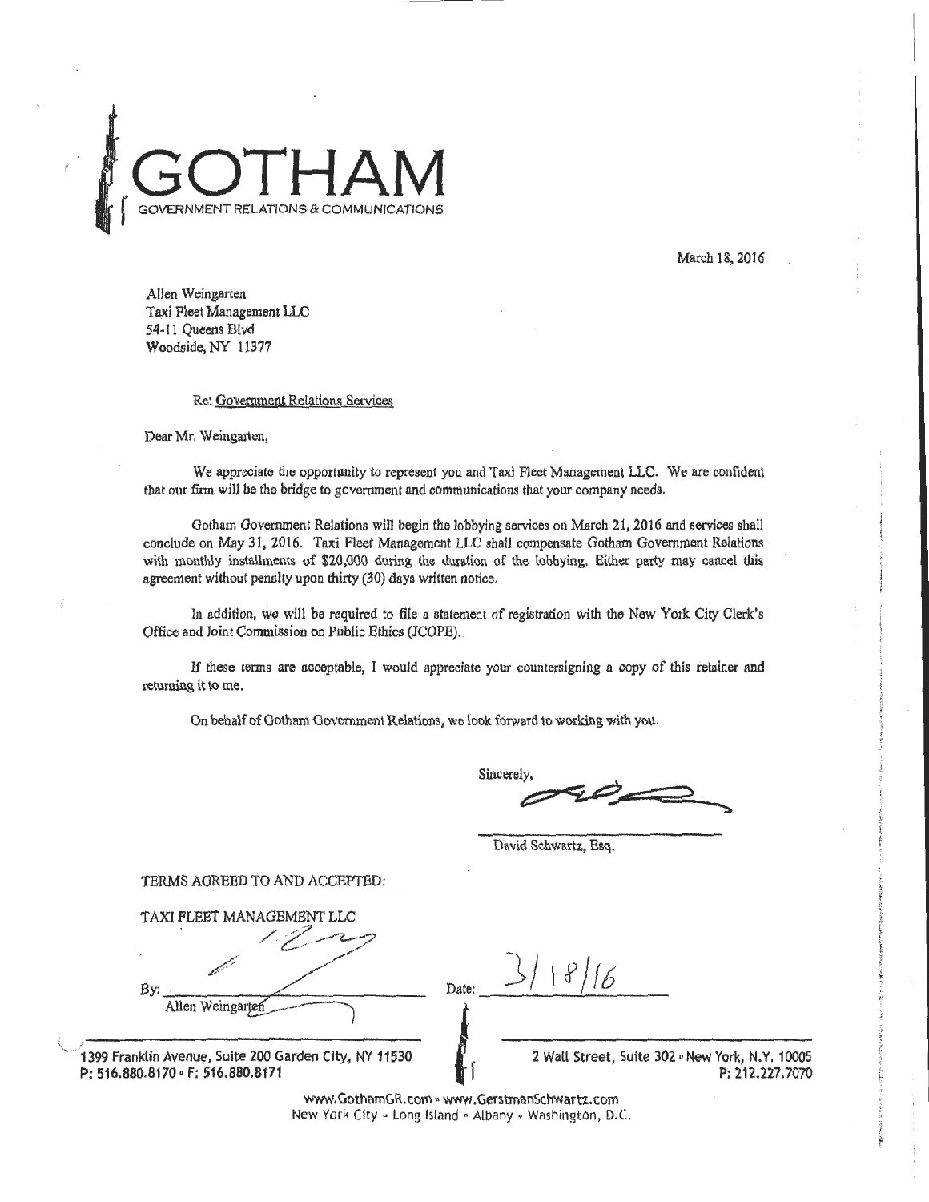# GOTHAM
GOVERNMENT RELATIONS & COMMUNICATIONS

March 18, 2016

Allen Weingarten
Taxi Fleet Management LLC
54-11 Queens Blvd
Woodside, NY 11377

Re: Government Relations Services

Dear Mr. Weingarten,

We appreciate the opportunity to represent you and Taxi Fleet Management LLC. We are confident that our firm will be the bridge to government and communications that your company needs.

Gotham Government Relations will begin the lobbying services on March 21, 2016 and services shall conclude on May 31, 2016. Taxi Fleet Management LLC shall compensate Gotham Government Relations with monthly installments of $20,000 during the duration of the lobbying. Either party may cancel this agreement without penalty upon thirty (30) days written notice.

In addition, we will be required to file a statement of registration with the New York City Clerk's Office and Joint Commission on Public Ethics (JCOPE).

If these terms are acceptable, I would appreciate your countersigning a copy of this retainer and returning it to me.

On behalf of Gotham Government Relations, we look forward to working with you.

Sincerely,

David Schwartz, Esq.

TERMS AGREED TO AND ACCEPTED:

TAXI FLEET MANAGEMENT LLC

By: ______________________ Date: 3/18/16
Allen Weingarten

1399 Franklin Avenue, Suite 200 Garden City, NY 11530
P: 516.880.8170 • F: 516.880.8171

2 Wall Street, Suite 302 • New York, N.Y. 10005
P: 212.227.7070

www.GothamGR.com • www.GerstmanSchwartz.com
New York City • Long Island • Albany • Washington, D.C.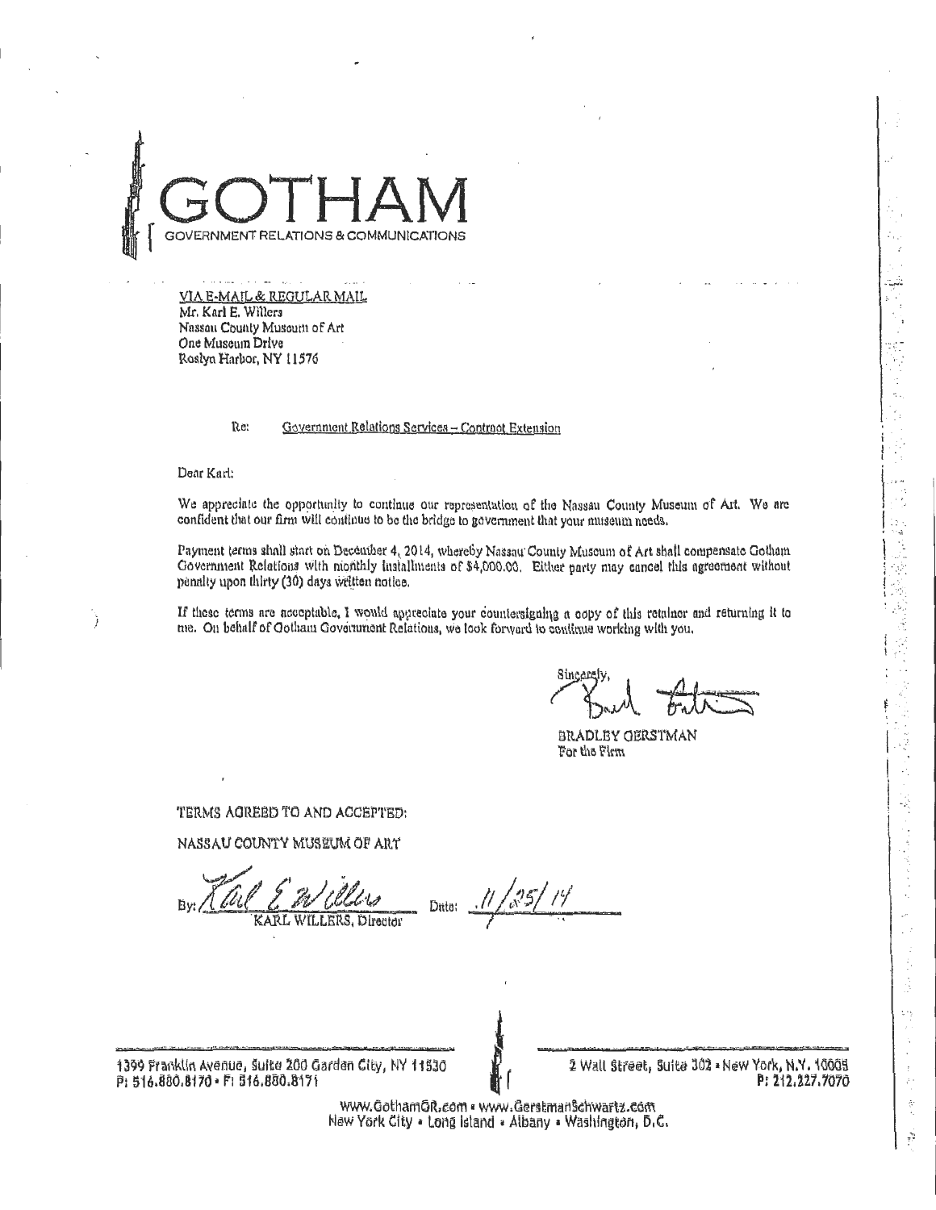# GOTHAM

GOVERNMENT RELATIONS & COMMUNICATIONS

VIA E-MAIL & REGULAR MAIL
Mr. Karl E. Willers
Nassau County Museum of Art
One Museum Drive
Roslyn Harbor, NY 11576

Re: Government Relations Services – Contract Extension

Dear Karl:

We appreciate the opportunity to continue our representation of the Nassau County Museum of Art. We are confident that our firm will continue to be the bridge to government that your museum needs.

Payment terms shall start on December 4, 2014, whereby Nassau County Museum of Art shall compensate Gotham Government Relations with monthly installments of $4,000.00. Either party may cancel this agreement without penalty upon thirty (30) days written notice.

If these terms are acceptable, I would appreciate your countersigning a copy of this retainer and returning it to me. On behalf of Gotham Government Relations, we look forward to continue working with you.

Sincerely,

BRADLEY GERSTMAN
For the Firm

TERMS AGREED TO AND ACCEPTED:

NASSAU COUNTY MUSEUM OF ART

By: KARL WILLERS, Director Date: 11/25/14

1399 Franklin Avenue, Suite 200 Garden City, NY 11530
P: 516.880.8170 • F: 516.880.8171

2 Wall Street, Suite 302 • New York, N.Y. 10005
P: 212.227.7070

www.GothamGR.com • www.GerstmanSchwartz.com
New York City • Long Island • Albany • Washington, D.C.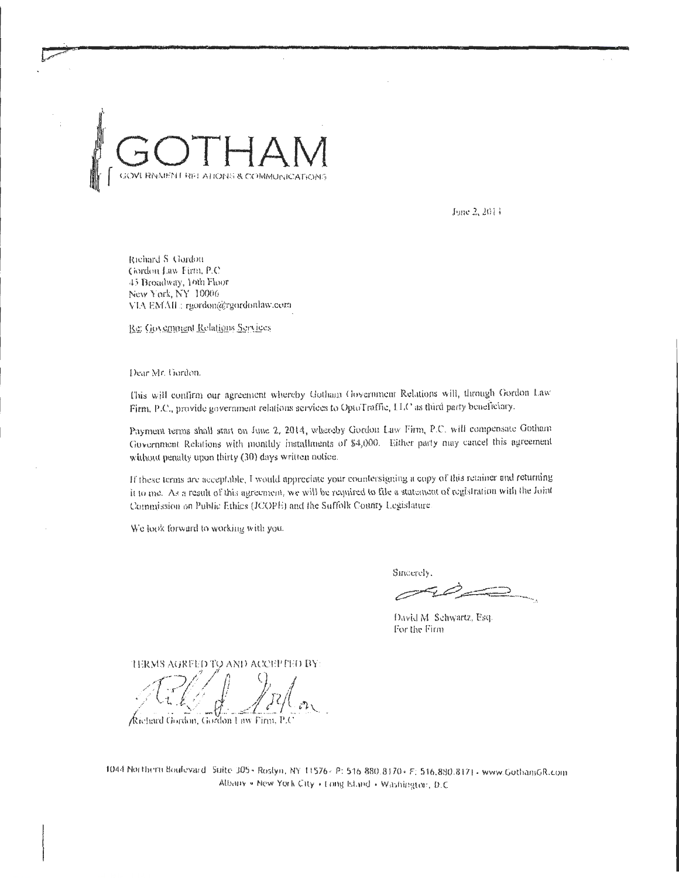# GOTHAM

GOVERNMENT RELATIONS & COMMUNICATIONS

June 2, 2014

Richard S. Gordon
Gordon Law Firm, P.C.
45 Broadway, 16th Floor
New York, NY 10006
VIA EMAIL: rgordon@rgordonlaw.com

Re: Government Relations Services

Dear Mr. Gordon,

This will confirm our agreement whereby Gotham Government Relations will, through Gordon Law Firm, P.C., provide government relations services to OptoTraffic, LLC as third party beneficiary.

Payment terms shall start on June 2, 2014, whereby Gordon Law Firm, P.C. will compensate Gotham Government Relations with monthly installments of $4,000. Either party may cancel this agreement without penalty upon thirty (30) days written notice.

If these terms are acceptable, I would appreciate your countersigning a copy of this retainer and returning it to me. As a result of this agreement, we will be required to file a statement of registration with the Joint Commission on Public Ethics (JCOPE) and the Suffolk County Legislature.

We look forward to working with you.

Sincerely,

David M. Schwartz, Esq.
For the Firm

TERMS AGREED TO AND ACCEPTED BY:

Richard Gordon, Gordon Law Firm, P.C.

1044 Northern Boulevard Suite 305 • Roslyn, NY 11576 • P: 516.880.8170 • F: 516.880.8171 • www.GothamGR.com
Albany • New York City • Long Island • Washington, D.C.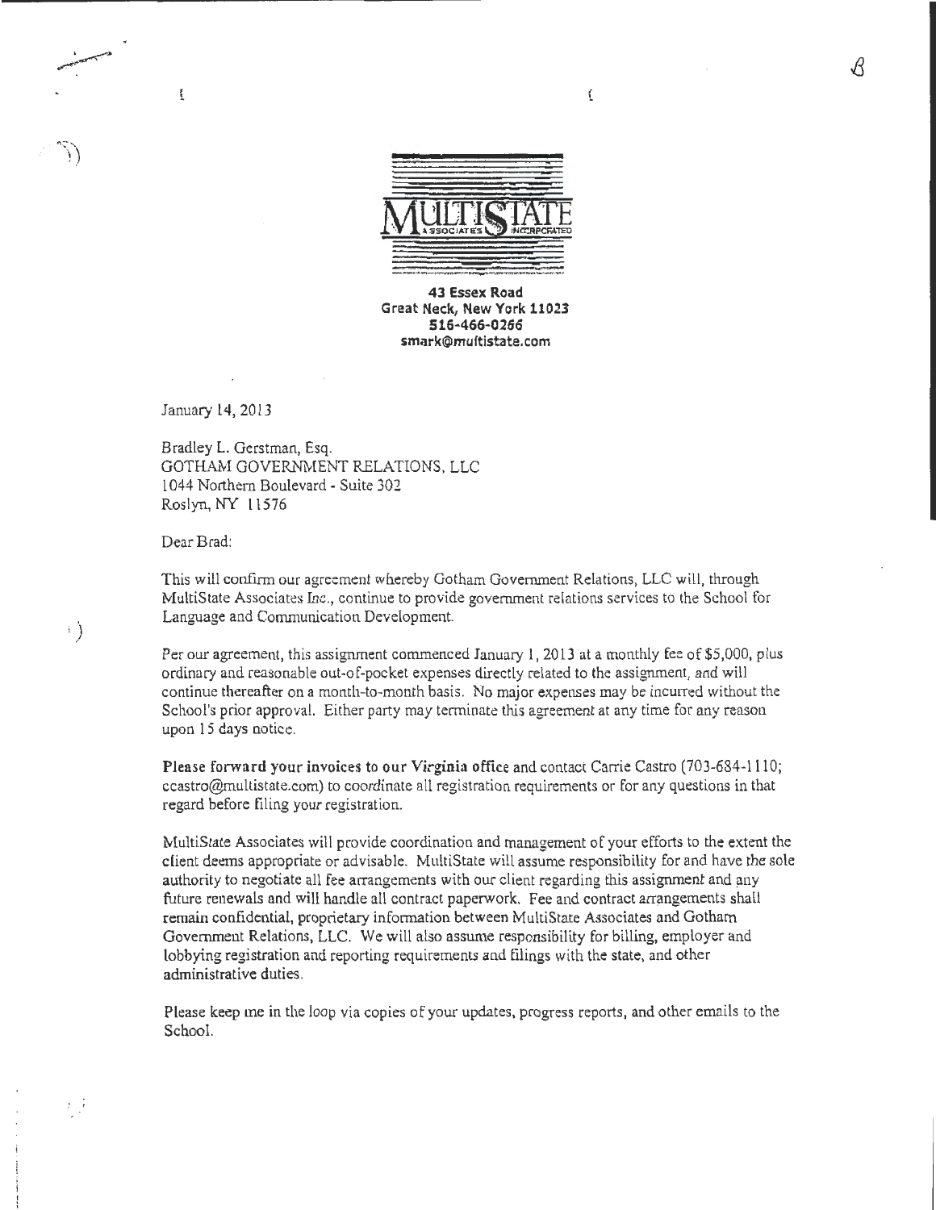**MULTISTATE**
ASSOCIATES INCORPORATED

**43 Essex Road**
**Great Neck, New York 11023**
**516-466-0266**
**smark@multistate.com**

January 14, 2013

Bradley L. Gerstman, Esq.
GOTHAM GOVERNMENT RELATIONS, LLC
1044 Northern Boulevard - Suite 302
Roslyn, NY 11576

Dear Brad:

This will confirm our agreement whereby Gotham Government Relations, LLC will, through MultiState Associates Inc., continue to provide government relations services to the School for Language and Communication Development.

Per our agreement, this assignment commenced January 1, 2013 at a monthly fee of $5,000, plus ordinary and reasonable out-of-pocket expenses directly related to the assignment, and will continue thereafter on a month-to-month basis. No major expenses may be incurred without the School's prior approval. Either party may terminate this agreement at any time for any reason upon 15 days notice.

**Please forward your invoices to our Virginia office** and contact Carrie Castro (703-684-1110; ccastro@multistate.com) to coordinate all registration requirements or for any questions in that regard before filing your registration.

MultiState Associates will provide coordination and management of your efforts to the extent the client deems appropriate or advisable. MultiState will assume responsibility for and have the sole authority to negotiate all fee arrangements with our client regarding this assignment and any future renewals and will handle all contract paperwork. Fee and contract arrangements shall remain confidential, proprietary information between MultiState Associates and Gotham Government Relations, LLC. We will also assume responsibility for billing, employer and lobbying registration and reporting requirements and filings with the state, and other administrative duties.

Please keep me in the loop via copies of your updates, progress reports, and other emails to the School.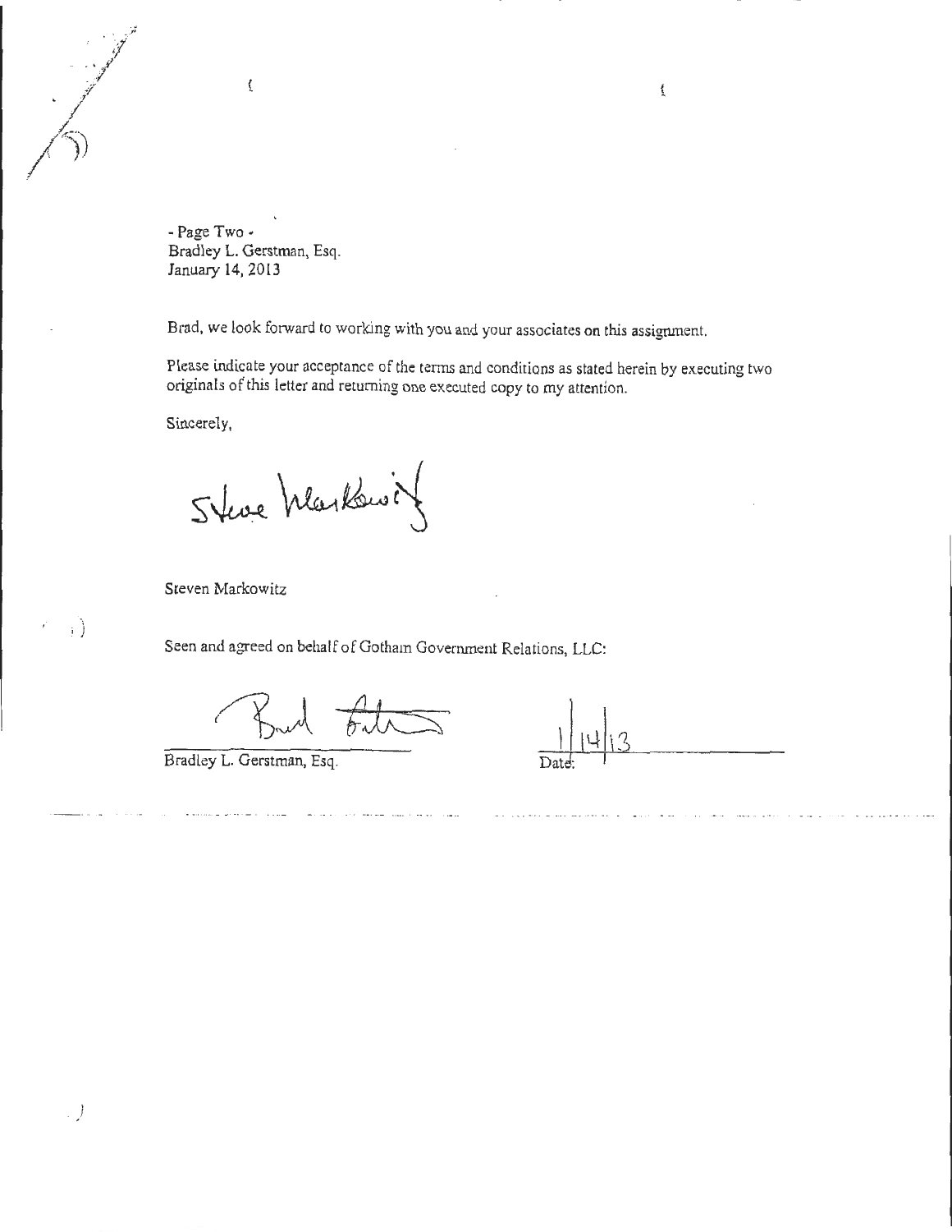- Page Two -
Bradley L. Gerstman, Esq.
January 14, 2013

Brad, we look forward to working with you and your associates on this assignment.

Please indicate your acceptance of the terms and conditions as stated herein by executing two originals of this letter and returning one executed copy to my attention.

Sincerely,

Steve Markowitz

Steven Markowitz

Seen and agreed on behalf of Gotham Government Relations, LLC:

Brad Gerstman

Bradley L. Gerstman, Esq.

1/14/13
Date: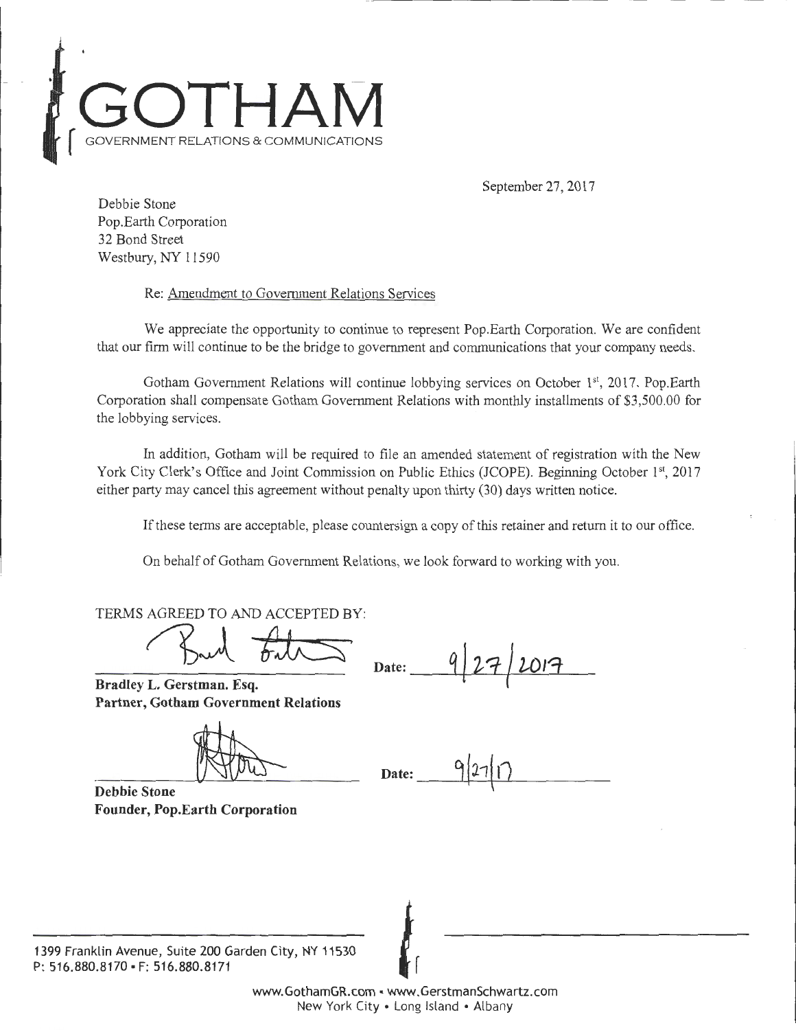# GOTHAM

GOVERNMENT RELATIONS & COMMUNICATIONS

September 27, 2017

Debbie Stone
Pop.Earth Corporation
32 Bond Street
Westbury, NY 11590

Re: Amendment to Government Relations Services

We appreciate the opportunity to continue to represent Pop.Earth Corporation. We are confident that our firm will continue to be the bridge to government and communications that your company needs.

Gotham Government Relations will continue lobbying services on October 1st, 2017. Pop.Earth Corporation shall compensate Gotham Government Relations with monthly installments of $3,500.00 for the lobbying services.

In addition, Gotham will be required to file an amended statement of registration with the New York City Clerk's Office and Joint Commission on Public Ethics (JCOPE). Beginning October 1st, 2017 either party may cancel this agreement without penalty upon thirty (30) days written notice.

If these terms are acceptable, please countersign a copy of this retainer and return it to our office.

On behalf of Gotham Government Relations, we look forward to working with you.

TERMS AGREED TO AND ACCEPTED BY:

**Bradley L. Gerstman. Esq.**
**Partner, Gotham Government Relations**

**Date:** 9/27/2017

**Debbie Stone**
**Founder, Pop.Earth Corporation**

**Date:** 9/27/17

1399 Franklin Avenue, Suite 200 Garden City, NY 11530
P: 516.880.8170 • F: 516.880.8171

www.GothamGR.com • www.GerstmanSchwartz.com
New York City • Long Island • Albany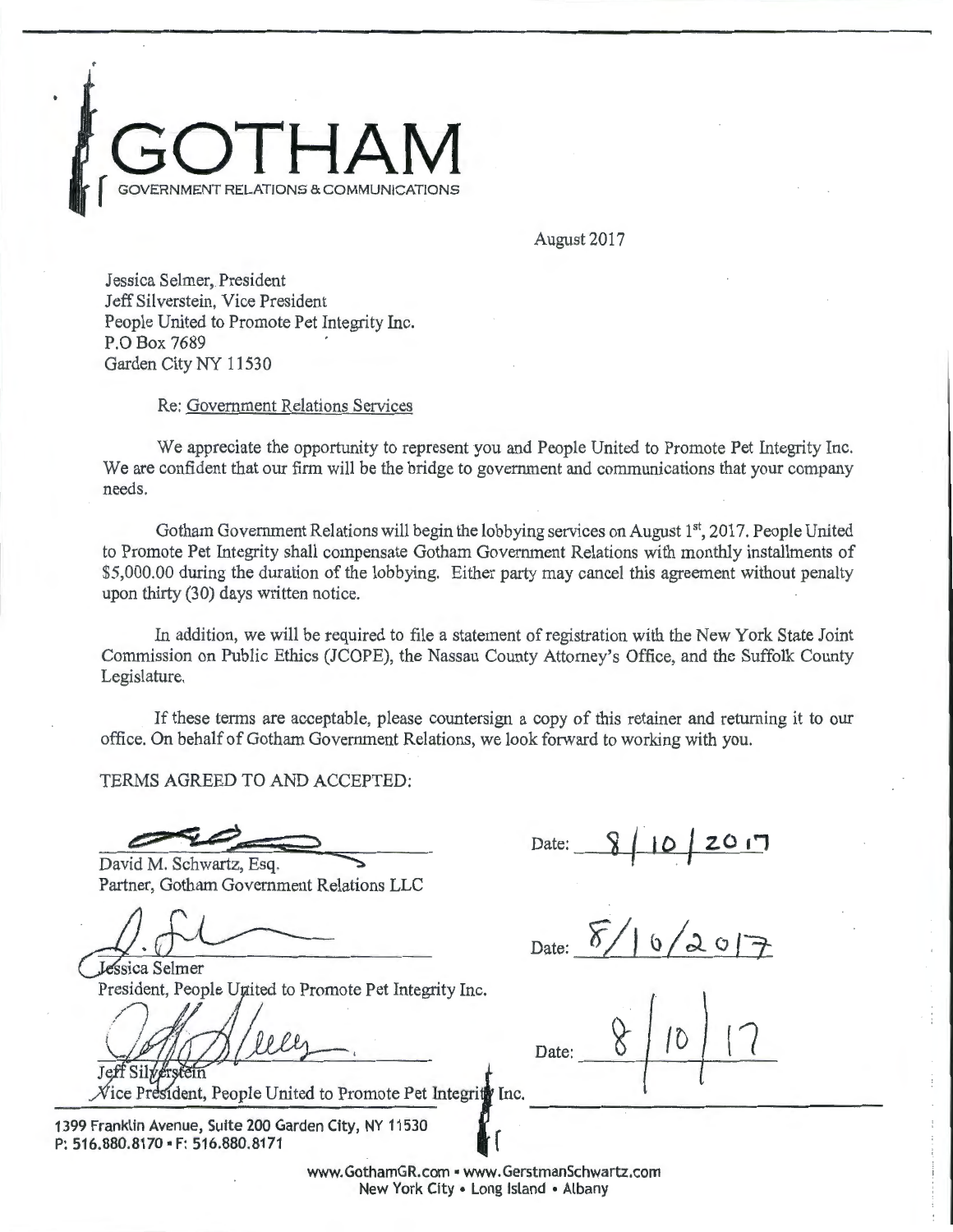# GOTHAM

GOVERNMENT RELATIONS & COMMUNICATIONS

August 2017

Jessica Selmer, President
Jeff Silverstein, Vice President
People United to Promote Pet Integrity Inc.
P.O Box 7689
Garden City NY 11530

Re: Government Relations Services

We appreciate the opportunity to represent you and People United to Promote Pet Integrity Inc. We are confident that our firm will be the bridge to government and communications that your company needs.

Gotham Government Relations will begin the lobbying services on August 1st, 2017. People United to Promote Pet Integrity shall compensate Gotham Government Relations with monthly installments of $5,000.00 during the duration of the lobbying. Either party may cancel this agreement without penalty upon thirty (30) days written notice.

In addition, we will be required to file a statement of registration with the New York State Joint Commission on Public Ethics (JCOPE), the Nassau County Attorney's Office, and the Suffolk County Legislature.

If these terms are acceptable, please countersign a copy of this retainer and returning it to our office. On behalf of Gotham Government Relations, we look forward to working with you.

TERMS AGREED TO AND ACCEPTED:

David M. Schwartz, Esq.
Partner, Gotham Government Relations LLC

Date: 8/10/2017

Jessica Selmer
President, People United to Promote Pet Integrity Inc.

Date: 8/10/2017

Jeff Silverstein
Vice President, People United to Promote Pet Integrity Inc.

Date: 8/10/17

1399 Franklin Avenue, Suite 200 Garden City, NY 11530
P: 516.880.8170 • F: 516.880.8171

www.GothamGR.com • www.GerstmanSchwartz.com
New York City • Long Island • Albany